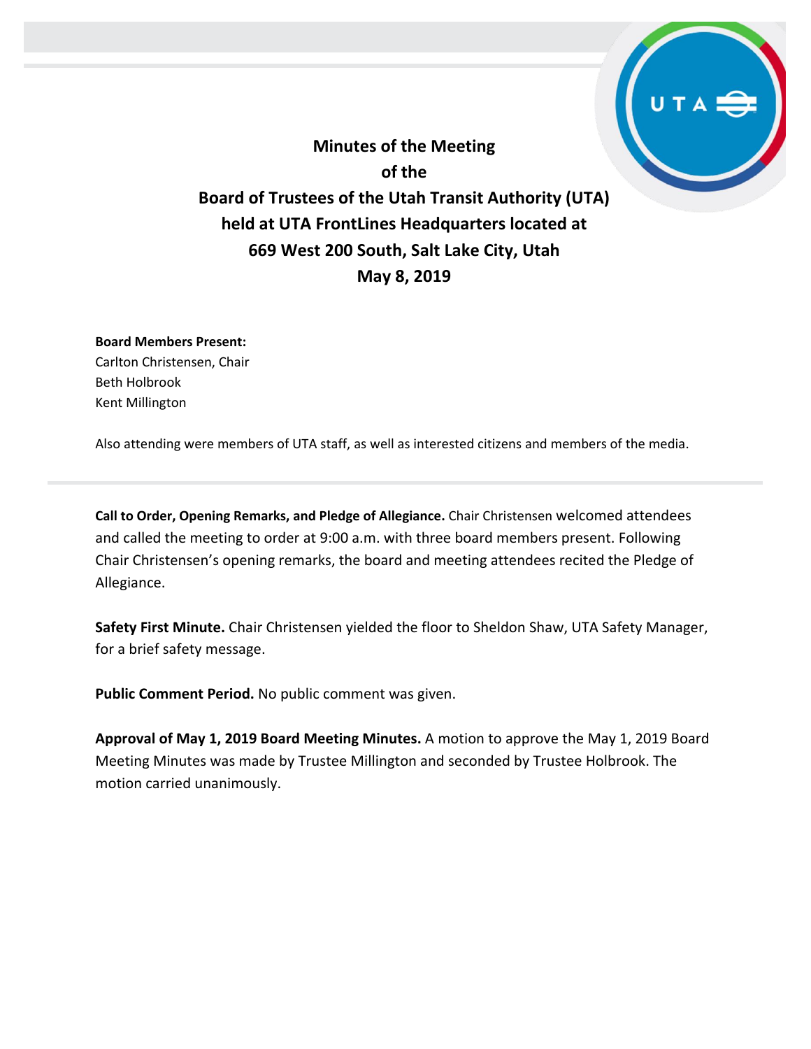# Minutes of the Meeting of the Board of Trustees of the Utah Transit Authority (UTA) held at UTA FrontLines Headquarters located at 669 West 200 South, Salt Lake City, Utah May 8, 2019

**Board Members Present:**
Carlton Christensen, Chair
Beth Holbrook
Kent Millington

Also attending were members of UTA staff, as well as interested citizens and members of the media.

---

**Call to Order, Opening Remarks, and Pledge of Allegiance.** Chair Christensen welcomed attendees and called the meeting to order at 9:00 a.m. with three board members present. Following Chair Christensen's opening remarks, the board and meeting attendees recited the Pledge of Allegiance.

**Safety First Minute.** Chair Christensen yielded the floor to Sheldon Shaw, UTA Safety Manager, for a brief safety message.

**Public Comment Period.** No public comment was given.

**Approval of May 1, 2019 Board Meeting Minutes.** A motion to approve the May 1, 2019 Board Meeting Minutes was made by Trustee Millington and seconded by Trustee Holbrook. The motion carried unanimously.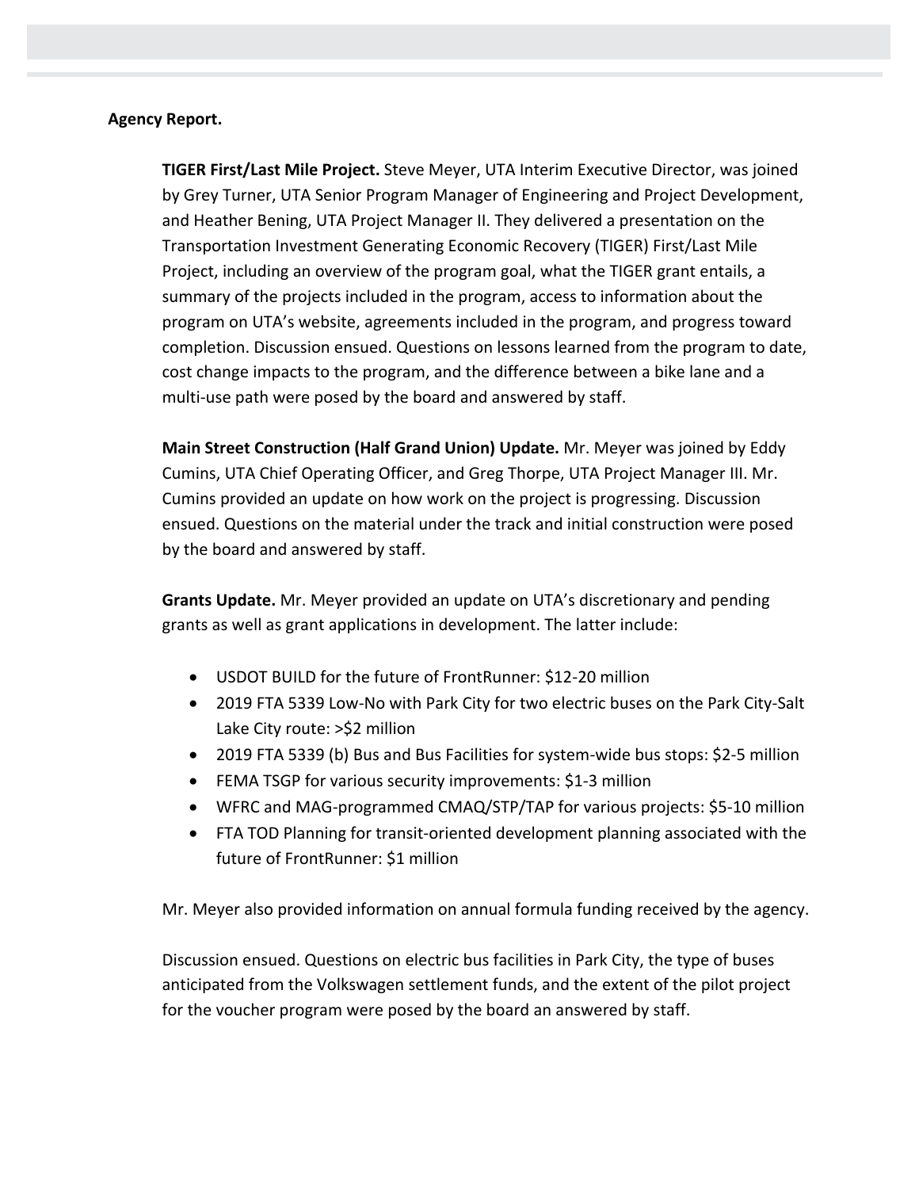**Agency Report.**

**TIGER First/Last Mile Project.** Steve Meyer, UTA Interim Executive Director, was joined by Grey Turner, UTA Senior Program Manager of Engineering and Project Development, and Heather Bening, UTA Project Manager II. They delivered a presentation on the Transportation Investment Generating Economic Recovery (TIGER) First/Last Mile Project, including an overview of the program goal, what the TIGER grant entails, a summary of the projects included in the program, access to information about the program on UTA's website, agreements included in the program, and progress toward completion. Discussion ensued. Questions on lessons learned from the program to date, cost change impacts to the program, and the difference between a bike lane and a multi-use path were posed by the board and answered by staff.

**Main Street Construction (Half Grand Union) Update.** Mr. Meyer was joined by Eddy Cumins, UTA Chief Operating Officer, and Greg Thorpe, UTA Project Manager III. Mr. Cumins provided an update on how work on the project is progressing. Discussion ensued. Questions on the material under the track and initial construction were posed by the board and answered by staff.

**Grants Update.** Mr. Meyer provided an update on UTA's discretionary and pending grants as well as grant applications in development. The latter include:

- USDOT BUILD for the future of FrontRunner: $12-20 million
- 2019 FTA 5339 Low-No with Park City for two electric buses on the Park City-Salt Lake City route: >$2 million
- 2019 FTA 5339 (b) Bus and Bus Facilities for system-wide bus stops: $2-5 million
- FEMA TSGP for various security improvements: $1-3 million
- WFRC and MAG-programmed CMAQ/STP/TAP for various projects: $5-10 million
- FTA TOD Planning for transit-oriented development planning associated with the future of FrontRunner: $1 million

Mr. Meyer also provided information on annual formula funding received by the agency.

Discussion ensued. Questions on electric bus facilities in Park City, the type of buses anticipated from the Volkswagen settlement funds, and the extent of the pilot project for the voucher program were posed by the board an answered by staff.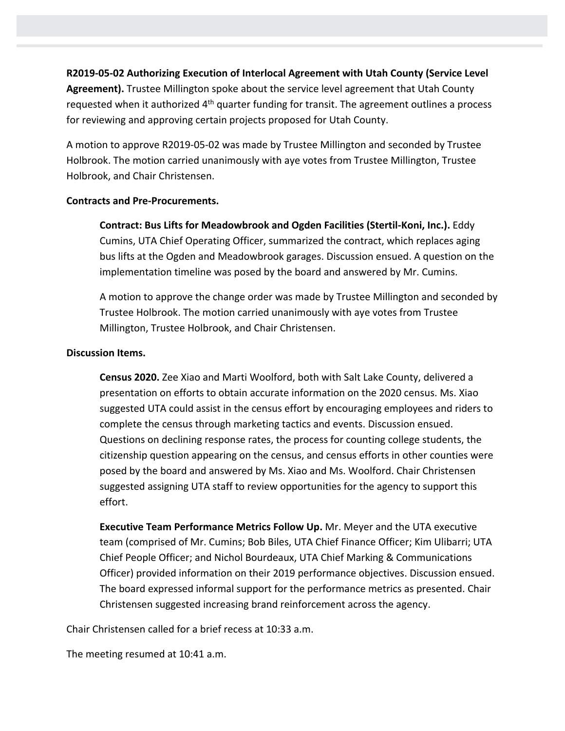**R2019-05-02 Authorizing Execution of Interlocal Agreement with Utah County (Service Level Agreement).** Trustee Millington spoke about the service level agreement that Utah County requested when it authorized 4th quarter funding for transit. The agreement outlines a process for reviewing and approving certain projects proposed for Utah County.

A motion to approve R2019-05-02 was made by Trustee Millington and seconded by Trustee Holbrook. The motion carried unanimously with aye votes from Trustee Millington, Trustee Holbrook, and Chair Christensen.

**Contracts and Pre-Procurements.**

**Contract: Bus Lifts for Meadowbrook and Ogden Facilities (Stertil-Koni, Inc.).** Eddy Cumins, UTA Chief Operating Officer, summarized the contract, which replaces aging bus lifts at the Ogden and Meadowbrook garages. Discussion ensued. A question on the implementation timeline was posed by the board and answered by Mr. Cumins.

A motion to approve the change order was made by Trustee Millington and seconded by Trustee Holbrook. The motion carried unanimously with aye votes from Trustee Millington, Trustee Holbrook, and Chair Christensen.

**Discussion Items.**

**Census 2020.** Zee Xiao and Marti Woolford, both with Salt Lake County, delivered a presentation on efforts to obtain accurate information on the 2020 census. Ms. Xiao suggested UTA could assist in the census effort by encouraging employees and riders to complete the census through marketing tactics and events. Discussion ensued. Questions on declining response rates, the process for counting college students, the citizenship question appearing on the census, and census efforts in other counties were posed by the board and answered by Ms. Xiao and Ms. Woolford. Chair Christensen suggested assigning UTA staff to review opportunities for the agency to support this effort.

**Executive Team Performance Metrics Follow Up.** Mr. Meyer and the UTA executive team (comprised of Mr. Cumins; Bob Biles, UTA Chief Finance Officer; Kim Ulibarri; UTA Chief People Officer; and Nichol Bourdeaux, UTA Chief Marking & Communications Officer) provided information on their 2019 performance objectives. Discussion ensued. The board expressed informal support for the performance metrics as presented. Chair Christensen suggested increasing brand reinforcement across the agency.

Chair Christensen called for a brief recess at 10:33 a.m.

The meeting resumed at 10:41 a.m.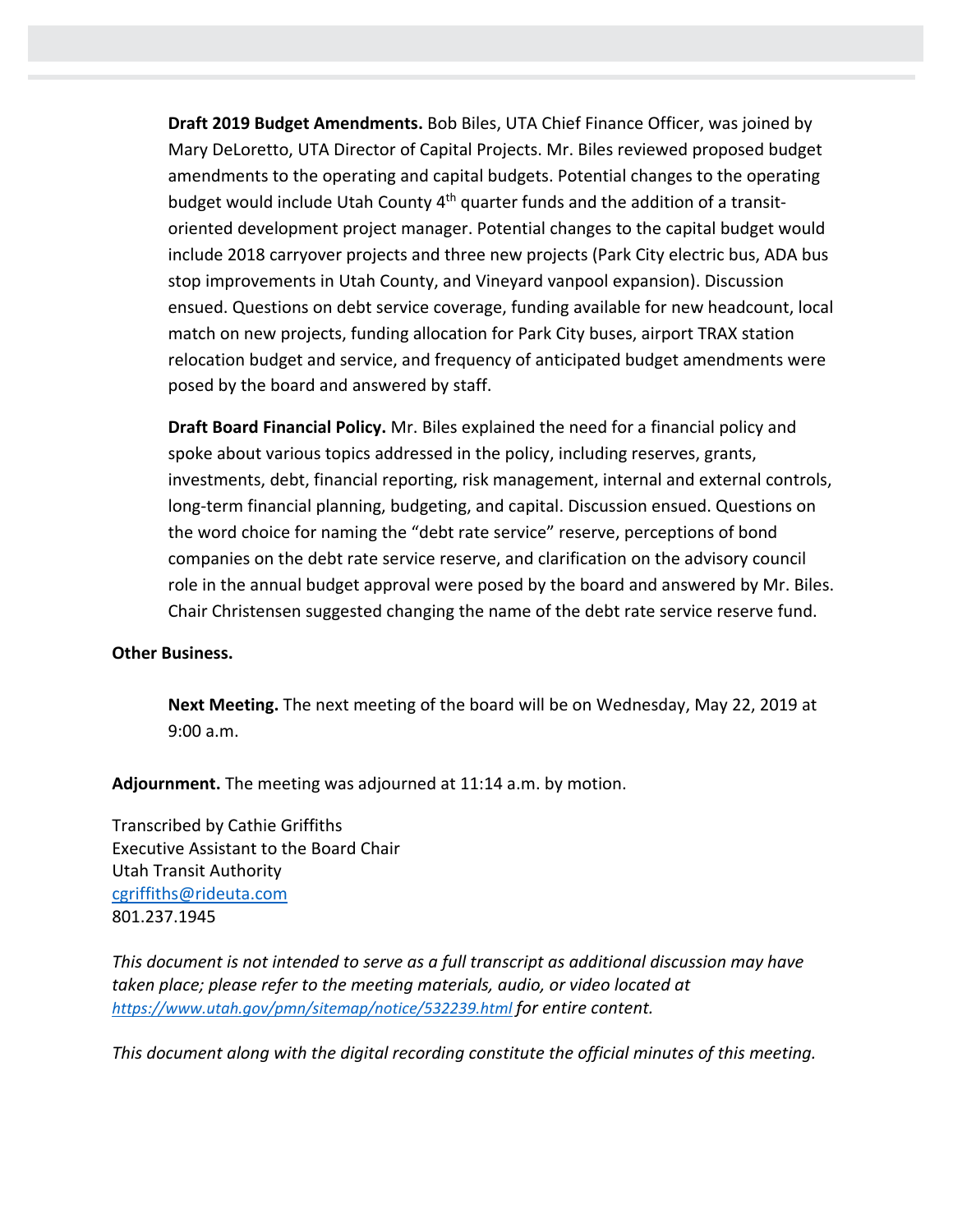**Draft 2019 Budget Amendments.** Bob Biles, UTA Chief Finance Officer, was joined by Mary DeLoretto, UTA Director of Capital Projects. Mr. Biles reviewed proposed budget amendments to the operating and capital budgets. Potential changes to the operating budget would include Utah County 4th quarter funds and the addition of a transit-oriented development project manager. Potential changes to the capital budget would include 2018 carryover projects and three new projects (Park City electric bus, ADA bus stop improvements in Utah County, and Vineyard vanpool expansion). Discussion ensued. Questions on debt service coverage, funding available for new headcount, local match on new projects, funding allocation for Park City buses, airport TRAX station relocation budget and service, and frequency of anticipated budget amendments were posed by the board and answered by staff.

**Draft Board Financial Policy.** Mr. Biles explained the need for a financial policy and spoke about various topics addressed in the policy, including reserves, grants, investments, debt, financial reporting, risk management, internal and external controls, long-term financial planning, budgeting, and capital. Discussion ensued. Questions on the word choice for naming the "debt rate service" reserve, perceptions of bond companies on the debt rate service reserve, and clarification on the advisory council role in the annual budget approval were posed by the board and answered by Mr. Biles. Chair Christensen suggested changing the name of the debt rate service reserve fund.

**Other Business.**

**Next Meeting.** The next meeting of the board will be on Wednesday, May 22, 2019 at 9:00 a.m.

**Adjournment.** The meeting was adjourned at 11:14 a.m. by motion.

Transcribed by Cathie Griffiths
Executive Assistant to the Board Chair
Utah Transit Authority
cgriffiths@rideuta.com
801.237.1945

*This document is not intended to serve as a full transcript as additional discussion may have taken place; please refer to the meeting materials, audio, or video located at https://www.utah.gov/pmn/sitemap/notice/532239.html for entire content.*

*This document along with the digital recording constitute the official minutes of this meeting.*